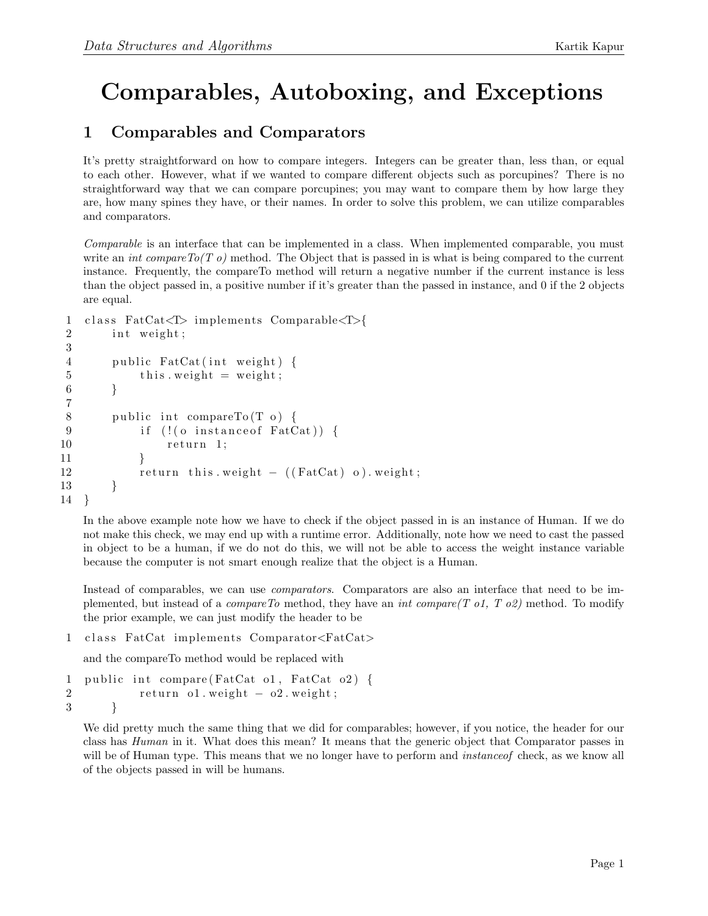// Data Structures and Algorithms — Kartik Kapur (running header omitted)

# Comparables, Autoboxing, and Exceptions

## 1 Comparables and Comparators

It's pretty straightforward on how to compare integers. Integers can be greater than, less than, or equal to each other. However, what if we wanted to compare different objects such as porcupines? There is no straightforward way that we can compare porcupines; you may want to compare them by how large they are, how many spines they have, or their names. In order to solve this problem, we can utilize comparables and comparators.

*Comparable* is an interface that can be implemented in a class. When implemented comparable, you must write an *int compareTo(T o)* method. The Object that is passed in is what is being compared to the current instance. Frequently, the compareTo method will return a negative number if the current instance is less than the object passed in, a positive number if it's greater than the passed in instance, and 0 if the 2 objects are equal.

```
class FatCat<T> implements Comparable<T>{
    int weight;

    public FatCat(int weight) {
        this.weight = weight;
    }

    public int compareTo(T o) {
        if (!(o instanceof FatCat)) {
            return 1;
        }
        return this.weight - ((FatCat) o).weight;
    }
}
```

In the above example note how we have to check if the object passed in is an instance of Human. If we do not make this check, we may end up with a runtime error. Additionally, note how we need to cast the passed in object to be a human, if we do not do this, we will not be able to access the weight instance variable because the computer is not smart enough realize that the object is a Human.

Instead of comparables, we can use *comparators*. Comparators are also an interface that need to be implemented, but instead of a *compareTo* method, they have an *int compare(T o1, T o2)* method. To modify the prior example, we can just modify the header to be

```
class FatCat implements Comparator<FatCat>
```

and the compareTo method would be replaced with

```
public int compare(FatCat o1, FatCat o2) {
        return o1.weight - o2.weight;
    }
```

We did pretty much the same thing that we did for comparables; however, if you notice, the header for our class has *Human* in it. What does this mean? It means that the generic object that Comparator passes in will be of Human type. This means that we no longer have to perform and *instanceof* check, as we know all of the objects passed in will be humans.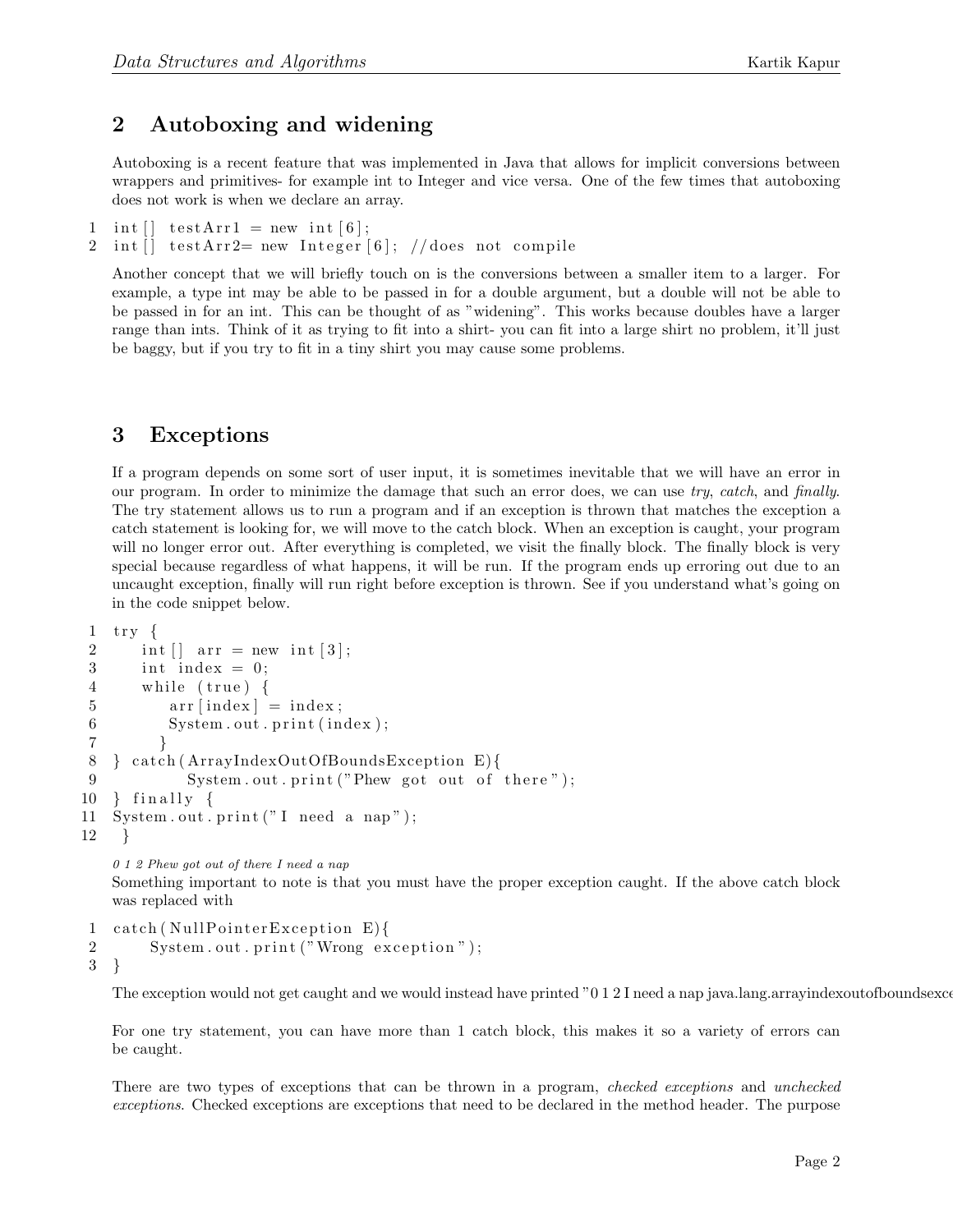## 2 Autoboxing and widening

Autoboxing is a recent feature that was implemented in Java that allows for implicit conversions between wrappers and primitives- for example int to Integer and vice versa. One of the few times that autoboxing does not work is when we declare an array.

```
int[] testArr1 = new int[6];
int[] testArr2= new Integer[6]; //does not compile
```

Another concept that we will briefly touch on is the conversions between a smaller item to a larger. For example, a type int may be able to be passed in for a double argument, but a double will not be able to be passed in for an int. This can be thought of as "widening". This works because doubles have a larger range than ints. Think of it as trying to fit into a shirt- you can fit into a large shirt no problem, it'll just be baggy, but if you try to fit in a tiny shirt you may cause some problems.

## 3 Exceptions

If a program depends on some sort of user input, it is sometimes inevitable that we will have an error in our program. In order to minimize the damage that such an error does, we can use *try*, *catch*, and *finally*. The try statement allows us to run a program and if an exception is thrown that matches the exception a catch statement is looking for, we will move to the catch block. When an exception is caught, your program will no longer error out. After everything is completed, we visit the finally block. The finally block is very special because regardless of what happens, it will be run. If the program ends up erroring out due to an uncaught exception, finally will run right before exception is thrown. See if you understand what's going on in the code snippet below.

```
try {
    int[] arr = new int[3];
    int index = 0;
    while (true) {
        arr[index] = index;
        System.out.print(index);
      }
} catch(ArrayIndexOutOfBoundsException E){
        System.out.print("Phew got out of there");
} finally {
System.out.print("I need a nap");
 }
```

*0 1 2 Phew got out of there I need a nap*

Something important to note is that you must have the proper exception caught. If the above catch block was replaced with

```
catch(NullPointerException E){
    System.out.print("Wrong exception");
}
```

The exception would not get caught and we would instead have printed "0 1 2 I need a nap java.lang.arrayindexoutofboundsexce

For one try statement, you can have more than 1 catch block, this makes it so a variety of errors can be caught.

There are two types of exceptions that can be thrown in a program, *checked exceptions* and *unchecked exceptions*. Checked exceptions are exceptions that need to be declared in the method header. The purpose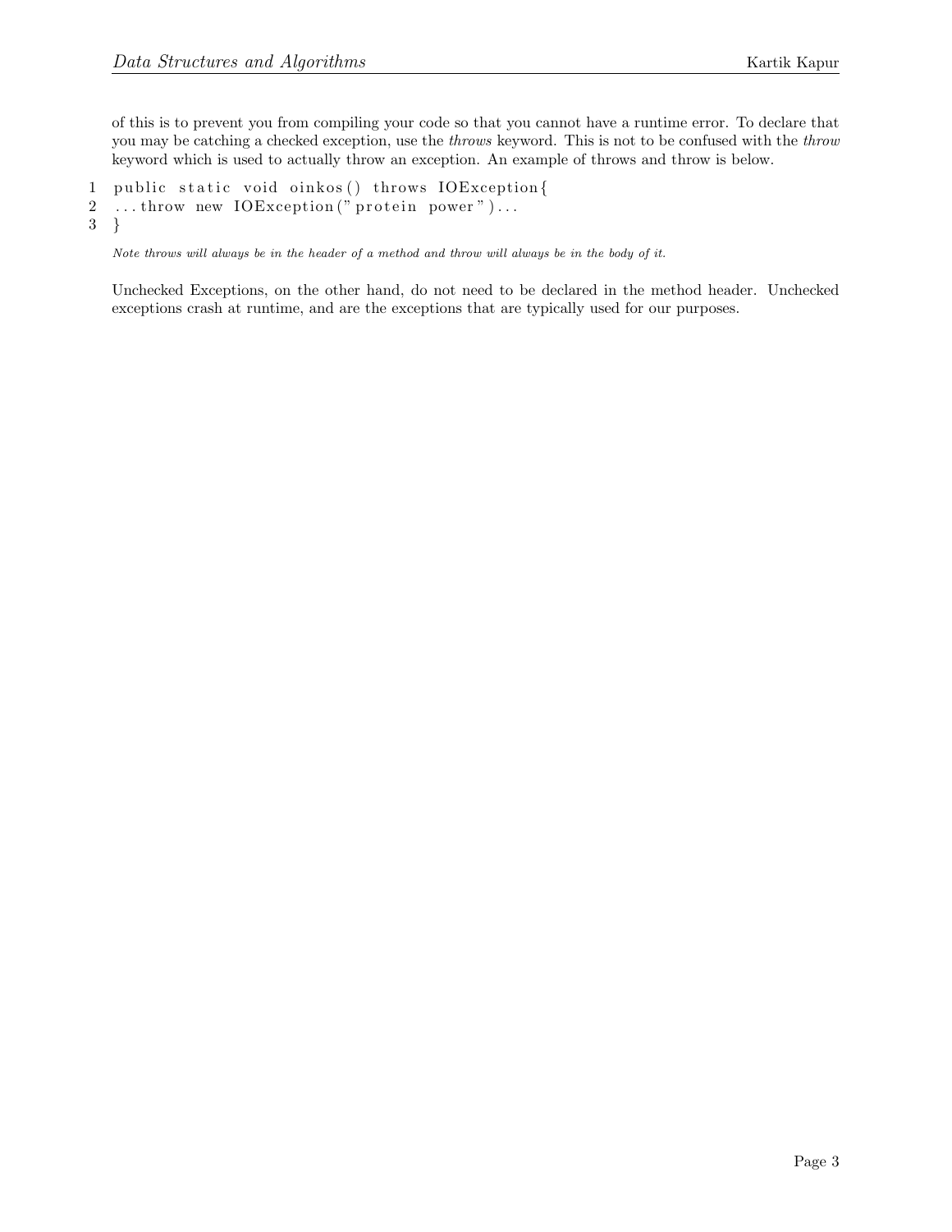of this is to prevent you from compiling your code so that you cannot have a runtime error. To declare that you may be catching a checked exception, use the *throws* keyword. This is not to be confused with the *throw* keyword which is used to actually throw an exception. An example of throws and throw is below.

```
public static void oinkos() throws IOException{
...throw new IOException("protein power")...
}
```

*Note throws will always be in the header of a method and throw will always be in the body of it.*

Unchecked Exceptions, on the other hand, do not need to be declared in the method header. Unchecked exceptions crash at runtime, and are the exceptions that are typically used for our purposes.